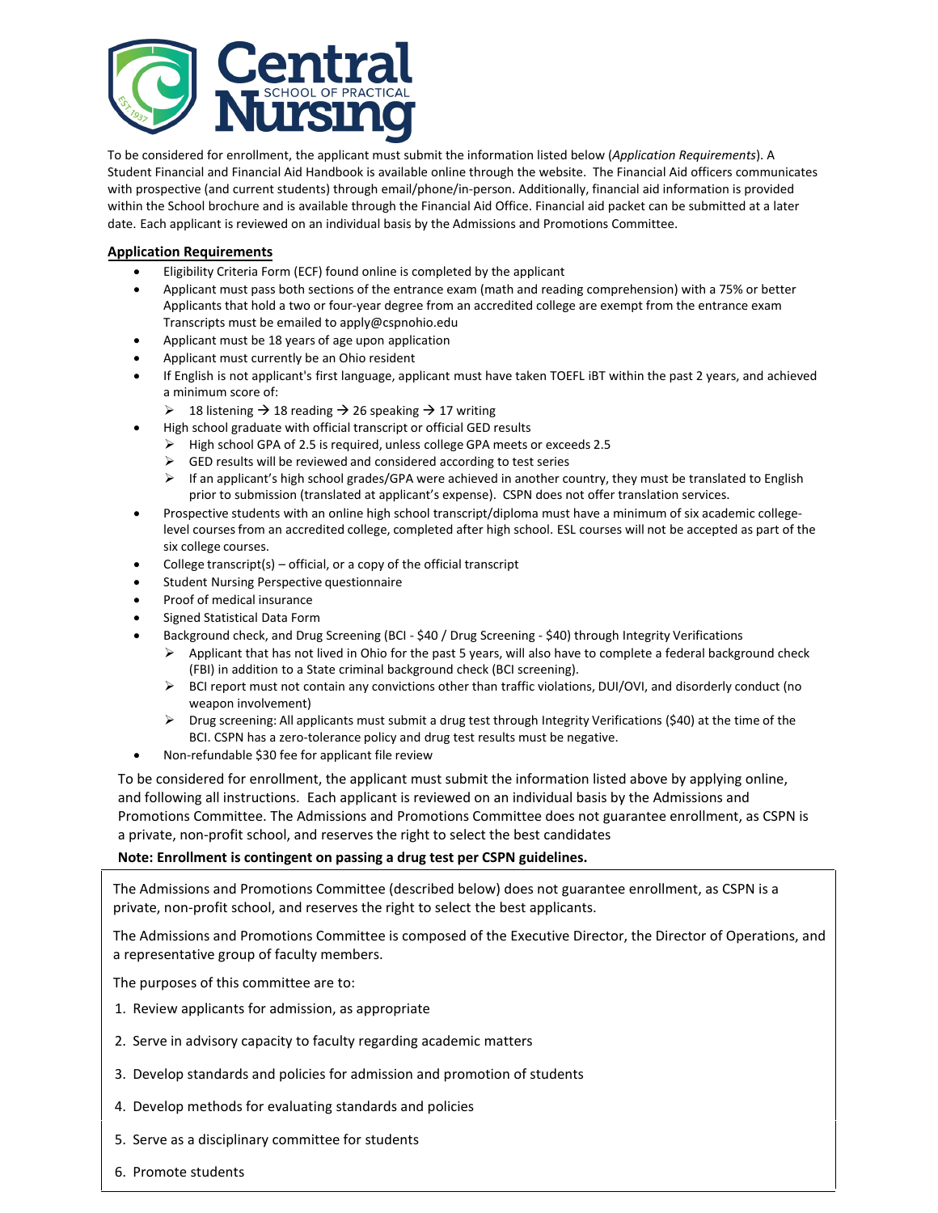To be considered for enrollment, the applicant must submit the information listed below (*Application Requirements*). A Student Financial and Financial Aid Handbook is available online through the website. The Financial Aid officers communicates with prospective (and current students) through email/phone/in-person. Additionally, financial aid information is provided within the School brochure and is available through the Financial Aid Office. Financial aid packet can be submitted at a later date. Each applicant is reviewed on an individual basis by the Admissions and Promotions Committee.

## Application Requirements

- Eligibility Criteria Form (ECF) found online is completed by the applicant
- Applicant must pass both sections of the entrance exam (math and reading comprehension) with a 75% or better Applicants that hold a two or four-year degree from an accredited college are exempt from the entrance exam Transcripts must be emailed to apply@cspnohio.edu
- Applicant must be 18 years of age upon application
- Applicant must currently be an Ohio resident
- If English is not applicant's first language, applicant must have taken TOEFL iBT within the past 2 years, and achieved a minimum score of:
  - 18 listening → 18 reading → 26 speaking → 17 writing
- High school graduate with official transcript or official GED results
  - High school GPA of 2.5 is required, unless college GPA meets or exceeds 2.5
  - GED results will be reviewed and considered according to test series
  - If an applicant's high school grades/GPA were achieved in another country, they must be translated to English prior to submission (translated at applicant's expense). CSPN does not offer translation services.
- Prospective students with an online high school transcript/diploma must have a minimum of six academic college-level courses from an accredited college, completed after high school. ESL courses will not be accepted as part of the six college courses.
- College transcript(s) – official, or a copy of the official transcript
- Student Nursing Perspective questionnaire
- Proof of medical insurance
- Signed Statistical Data Form
- Background check, and Drug Screening (BCI - $40 / Drug Screening - $40) through Integrity Verifications
  - Applicant that has not lived in Ohio for the past 5 years, will also have to complete a federal background check (FBI) in addition to a State criminal background check (BCI screening).
  - BCI report must not contain any convictions other than traffic violations, DUI/OVI, and disorderly conduct (no weapon involvement)
  - Drug screening: All applicants must submit a drug test through Integrity Verifications ($40) at the time of the BCI. CSPN has a zero-tolerance policy and drug test results must be negative.
- Non-refundable $30 fee for applicant file review

To be considered for enrollment, the applicant must submit the information listed above by applying online, and following all instructions. Each applicant is reviewed on an individual basis by the Admissions and Promotions Committee. The Admissions and Promotions Committee does not guarantee enrollment, as CSPN is a private, non-profit school, and reserves the right to select the best candidates

**Note: Enrollment is contingent on passing a drug test per CSPN guidelines.**

The Admissions and Promotions Committee (described below) does not guarantee enrollment, as CSPN is a private, non-profit school, and reserves the right to select the best applicants.

The Admissions and Promotions Committee is composed of the Executive Director, the Director of Operations, and a representative group of faculty members.

The purposes of this committee are to:

1. Review applicants for admission, as appropriate
2. Serve in advisory capacity to faculty regarding academic matters
3. Develop standards and policies for admission and promotion of students
4. Develop methods for evaluating standards and policies
5. Serve as a disciplinary committee for students
6. Promote students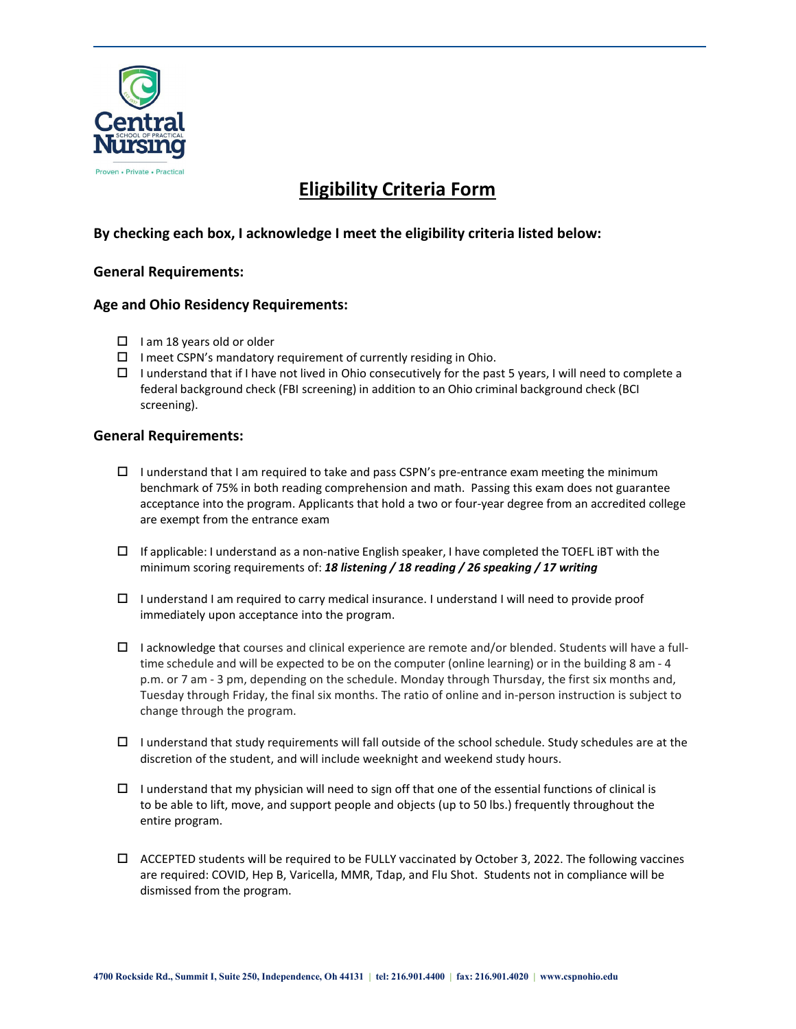# Eligibility Criteria Form

**By checking each box, I acknowledge I meet the eligibility criteria listed below:**

**General Requirements:**

**Age and Ohio Residency Requirements:**

- ☐ I am 18 years old or older
- ☐ I meet CSPN's mandatory requirement of currently residing in Ohio.
- ☐ I understand that if I have not lived in Ohio consecutively for the past 5 years, I will need to complete a federal background check (FBI screening) in addition to an Ohio criminal background check (BCI screening).

**General Requirements:**

- ☐ I understand that I am required to take and pass CSPN's pre-entrance exam meeting the minimum benchmark of 75% in both reading comprehension and math. Passing this exam does not guarantee acceptance into the program. Applicants that hold a two or four-year degree from an accredited college are exempt from the entrance exam

- ☐ If applicable: I understand as a non-native English speaker, I have completed the TOEFL iBT with the minimum scoring requirements of: ***18 listening / 18 reading / 26 speaking / 17 writing***

- ☐ I understand I am required to carry medical insurance. I understand I will need to provide proof immediately upon acceptance into the program.

- ☐ I acknowledge that courses and clinical experience are remote and/or blended. Students will have a full-time schedule and will be expected to be on the computer (online learning) or in the building 8 am - 4 p.m. or 7 am - 3 pm, depending on the schedule. Monday through Thursday, the first six months and, Tuesday through Friday, the final six months. The ratio of online and in-person instruction is subject to change through the program.

- ☐ I understand that study requirements will fall outside of the school schedule. Study schedules are at the discretion of the student, and will include weeknight and weekend study hours.

- ☐ I understand that my physician will need to sign off that one of the essential functions of clinical is to be able to lift, move, and support people and objects (up to 50 lbs.) frequently throughout the entire program.

- ☐ ACCEPTED students will be required to be FULLY vaccinated by October 3, 2022. The following vaccines are required: COVID, Hep B, Varicella, MMR, Tdap, and Flu Shot. Students not in compliance will be dismissed from the program.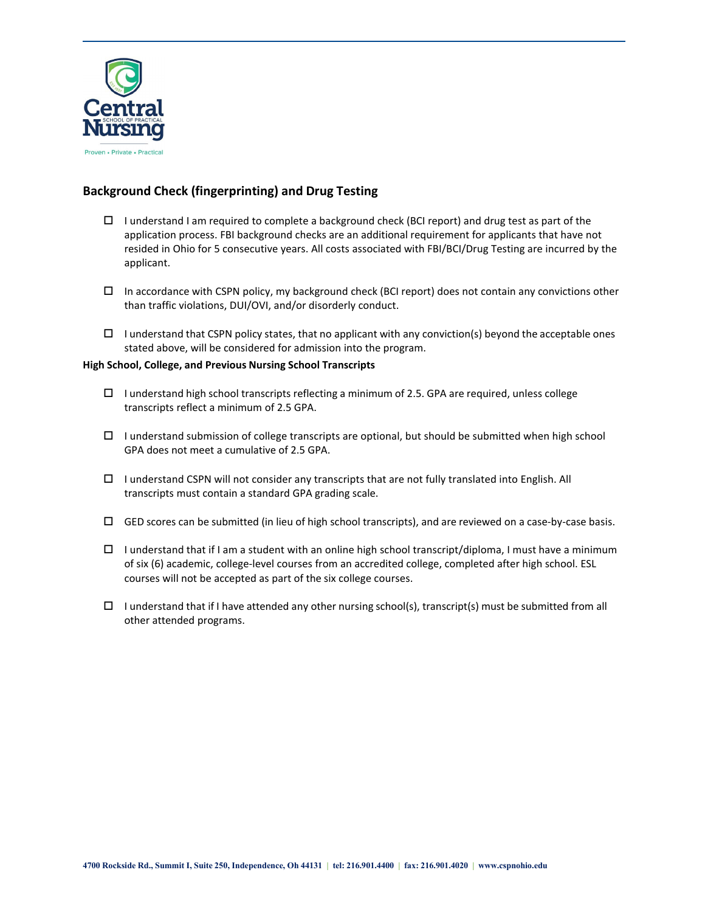## Background Check (fingerprinting) and Drug Testing

- ☐ I understand I am required to complete a background check (BCI report) and drug test as part of the application process. FBI background checks are an additional requirement for applicants that have not resided in Ohio for 5 consecutive years. All costs associated with FBI/BCI/Drug Testing are incurred by the applicant.
- ☐ In accordance with CSPN policy, my background check (BCI report) does not contain any convictions other than traffic violations, DUI/OVI, and/or disorderly conduct.
- ☐ I understand that CSPN policy states, that no applicant with any conviction(s) beyond the acceptable ones stated above, will be considered for admission into the program.

**High School, College, and Previous Nursing School Transcripts**

- ☐ I understand high school transcripts reflecting a minimum of 2.5. GPA are required, unless college transcripts reflect a minimum of 2.5 GPA.
- ☐ I understand submission of college transcripts are optional, but should be submitted when high school GPA does not meet a cumulative of 2.5 GPA.
- ☐ I understand CSPN will not consider any transcripts that are not fully translated into English. All transcripts must contain a standard GPA grading scale.
- ☐ GED scores can be submitted (in lieu of high school transcripts), and are reviewed on a case-by-case basis.
- ☐ I understand that if I am a student with an online high school transcript/diploma, I must have a minimum of six (6) academic, college-level courses from an accredited college, completed after high school. ESL courses will not be accepted as part of the six college courses.
- ☐ I understand that if I have attended any other nursing school(s), transcript(s) must be submitted from all other attended programs.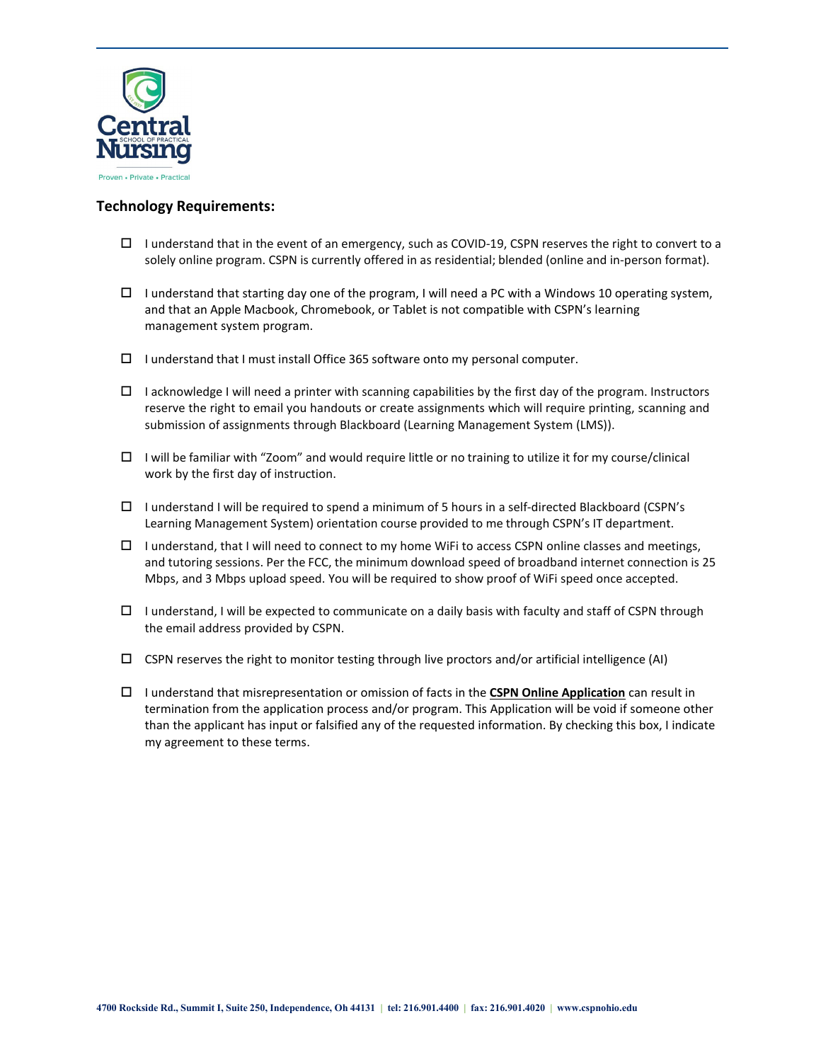## Technology Requirements:

- ☐ I understand that in the event of an emergency, such as COVID-19, CSPN reserves the right to convert to a solely online program. CSPN is currently offered in as residential; blended (online and in-person format).

- ☐ I understand that starting day one of the program, I will need a PC with a Windows 10 operating system, and that an Apple Macbook, Chromebook, or Tablet is not compatible with CSPN's learning management system program.

- ☐ I understand that I must install Office 365 software onto my personal computer.

- ☐ I acknowledge I will need a printer with scanning capabilities by the first day of the program. Instructors reserve the right to email you handouts or create assignments which will require printing, scanning and submission of assignments through Blackboard (Learning Management System (LMS)).

- ☐ I will be familiar with "Zoom" and would require little or no training to utilize it for my course/clinical work by the first day of instruction.

- ☐ I understand I will be required to spend a minimum of 5 hours in a self-directed Blackboard (CSPN's Learning Management System) orientation course provided to me through CSPN's IT department.

- ☐ I understand, that I will need to connect to my home WiFi to access CSPN online classes and meetings, and tutoring sessions. Per the FCC, the minimum download speed of broadband internet connection is 25 Mbps, and 3 Mbps upload speed. You will be required to show proof of WiFi speed once accepted.

- ☐ I understand, I will be expected to communicate on a daily basis with faculty and staff of CSPN through the email address provided by CSPN.

- ☐ CSPN reserves the right to monitor testing through live proctors and/or artificial intelligence (AI)

- ☐ I understand that misrepresentation or omission of facts in the **CSPN Online Application** can result in termination from the application process and/or program. This Application will be void if someone other than the applicant has input or falsified any of the requested information. By checking this box, I indicate my agreement to these terms.

**4700 Rockside Rd., Summit I, Suite 250, Independence, Oh 44131 | tel: 216.901.4400 | fax: 216.901.4020 | www.cspnohio.edu**